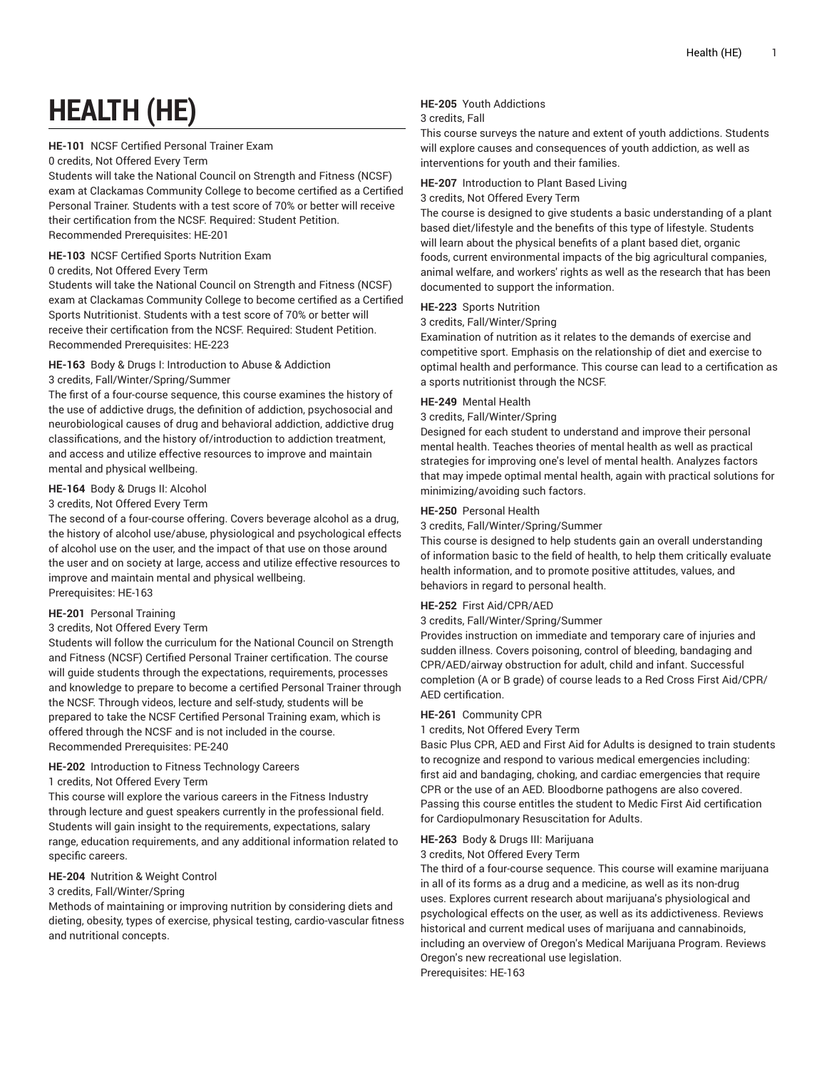# HEALTH (HE)

**HE-101** NCSF Certified Personal Trainer Exam
0 credits, Not Offered Every Term
Students will take the National Council on Strength and Fitness (NCSF) exam at Clackamas Community College to become certified as a Certified Personal Trainer. Students with a test score of 70% or better will receive their certification from the NCSF. Required: Student Petition.
Recommended Prerequisites: HE-201

**HE-103** NCSF Certified Sports Nutrition Exam
0 credits, Not Offered Every Term
Students will take the National Council on Strength and Fitness (NCSF) exam at Clackamas Community College to become certified as a Certified Sports Nutritionist. Students with a test score of 70% or better will receive their certification from the NCSF. Required: Student Petition.
Recommended Prerequisites: HE-223

**HE-163** Body & Drugs I: Introduction to Abuse & Addiction
3 credits, Fall/Winter/Spring/Summer
The first of a four-course sequence, this course examines the history of the use of addictive drugs, the definition of addiction, psychosocial and neurobiological causes of drug and behavioral addiction, addictive drug classifications, and the history of/introduction to addiction treatment, and access and utilize effective resources to improve and maintain mental and physical wellbeing.

**HE-164** Body & Drugs II: Alcohol
3 credits, Not Offered Every Term
The second of a four-course offering. Covers beverage alcohol as a drug, the history of alcohol use/abuse, physiological and psychological effects of alcohol use on the user, and the impact of that use on those around the user and on society at large, access and utilize effective resources to improve and maintain mental and physical wellbeing.
Prerequisites: HE-163

**HE-201** Personal Training
3 credits, Not Offered Every Term
Students will follow the curriculum for the National Council on Strength and Fitness (NCSF) Certified Personal Trainer certification. The course will guide students through the expectations, requirements, processes and knowledge to prepare to become a certified Personal Trainer through the NCSF. Through videos, lecture and self-study, students will be prepared to take the NCSF Certified Personal Training exam, which is offered through the NCSF and is not included in the course.
Recommended Prerequisites: PE-240

**HE-202** Introduction to Fitness Technology Careers
1 credits, Not Offered Every Term
This course will explore the various careers in the Fitness Industry through lecture and guest speakers currently in the professional field. Students will gain insight to the requirements, expectations, salary range, education requirements, and any additional information related to specific careers.

**HE-204** Nutrition & Weight Control
3 credits, Fall/Winter/Spring
Methods of maintaining or improving nutrition by considering diets and dieting, obesity, types of exercise, physical testing, cardio-vascular fitness and nutritional concepts.

**HE-205** Youth Addictions
3 credits, Fall
This course surveys the nature and extent of youth addictions. Students will explore causes and consequences of youth addiction, as well as interventions for youth and their families.

**HE-207** Introduction to Plant Based Living
3 credits, Not Offered Every Term
The course is designed to give students a basic understanding of a plant based diet/lifestyle and the benefits of this type of lifestyle. Students will learn about the physical benefits of a plant based diet, organic foods, current environmental impacts of the big agricultural companies, animal welfare, and workers' rights as well as the research that has been documented to support the information.

**HE-223** Sports Nutrition
3 credits, Fall/Winter/Spring
Examination of nutrition as it relates to the demands of exercise and competitive sport. Emphasis on the relationship of diet and exercise to optimal health and performance. This course can lead to a certification as a sports nutritionist through the NCSF.

**HE-249** Mental Health
3 credits, Fall/Winter/Spring
Designed for each student to understand and improve their personal mental health. Teaches theories of mental health as well as practical strategies for improving one's level of mental health. Analyzes factors that may impede optimal mental health, again with practical solutions for minimizing/avoiding such factors.

**HE-250** Personal Health
3 credits, Fall/Winter/Spring/Summer
This course is designed to help students gain an overall understanding of information basic to the field of health, to help them critically evaluate health information, and to promote positive attitudes, values, and behaviors in regard to personal health.

**HE-252** First Aid/CPR/AED
3 credits, Fall/Winter/Spring/Summer
Provides instruction on immediate and temporary care of injuries and sudden illness. Covers poisoning, control of bleeding, bandaging and CPR/AED/airway obstruction for adult, child and infant. Successful completion (A or B grade) of course leads to a Red Cross First Aid/CPR/AED certification.

**HE-261** Community CPR
1 credits, Not Offered Every Term
Basic Plus CPR, AED and First Aid for Adults is designed to train students to recognize and respond to various medical emergencies including: first aid and bandaging, choking, and cardiac emergencies that require CPR or the use of an AED. Bloodborne pathogens are also covered. Passing this course entitles the student to Medic First Aid certification for Cardiopulmonary Resuscitation for Adults.

**HE-263** Body & Drugs III: Marijuana
3 credits, Not Offered Every Term
The third of a four-course sequence. This course will examine marijuana in all of its forms as a drug and a medicine, as well as its non-drug uses. Explores current research about marijuana's physiological and psychological effects on the user, as well as its addictiveness. Reviews historical and current medical uses of marijuana and cannabinoids, including an overview of Oregon's Medical Marijuana Program. Reviews Oregon's new recreational use legislation.
Prerequisites: HE-163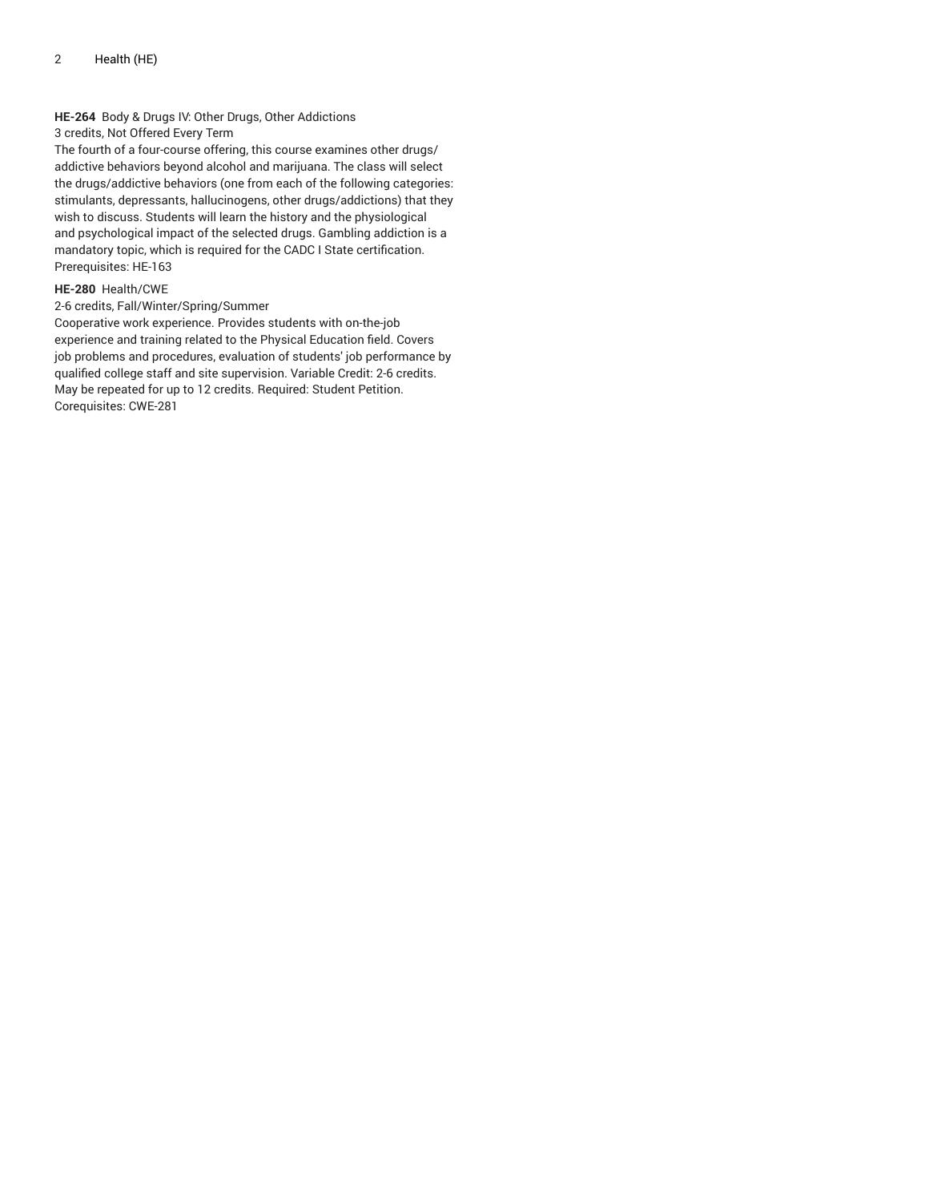**HE-264** Body & Drugs IV: Other Drugs, Other Addictions
3 credits, Not Offered Every Term
The fourth of a four-course offering, this course examines other drugs/addictive behaviors beyond alcohol and marijuana. The class will select the drugs/addictive behaviors (one from each of the following categories: stimulants, depressants, hallucinogens, other drugs/addictions) that they wish to discuss. Students will learn the history and the physiological and psychological impact of the selected drugs. Gambling addiction is a mandatory topic, which is required for the CADC I State certification.
Prerequisites: HE-163

**HE-280** Health/CWE
2-6 credits, Fall/Winter/Spring/Summer
Cooperative work experience. Provides students with on-the-job experience and training related to the Physical Education field. Covers job problems and procedures, evaluation of students' job performance by qualified college staff and site supervision. Variable Credit: 2-6 credits. May be repeated for up to 12 credits. Required: Student Petition.
Corequisites: CWE-281